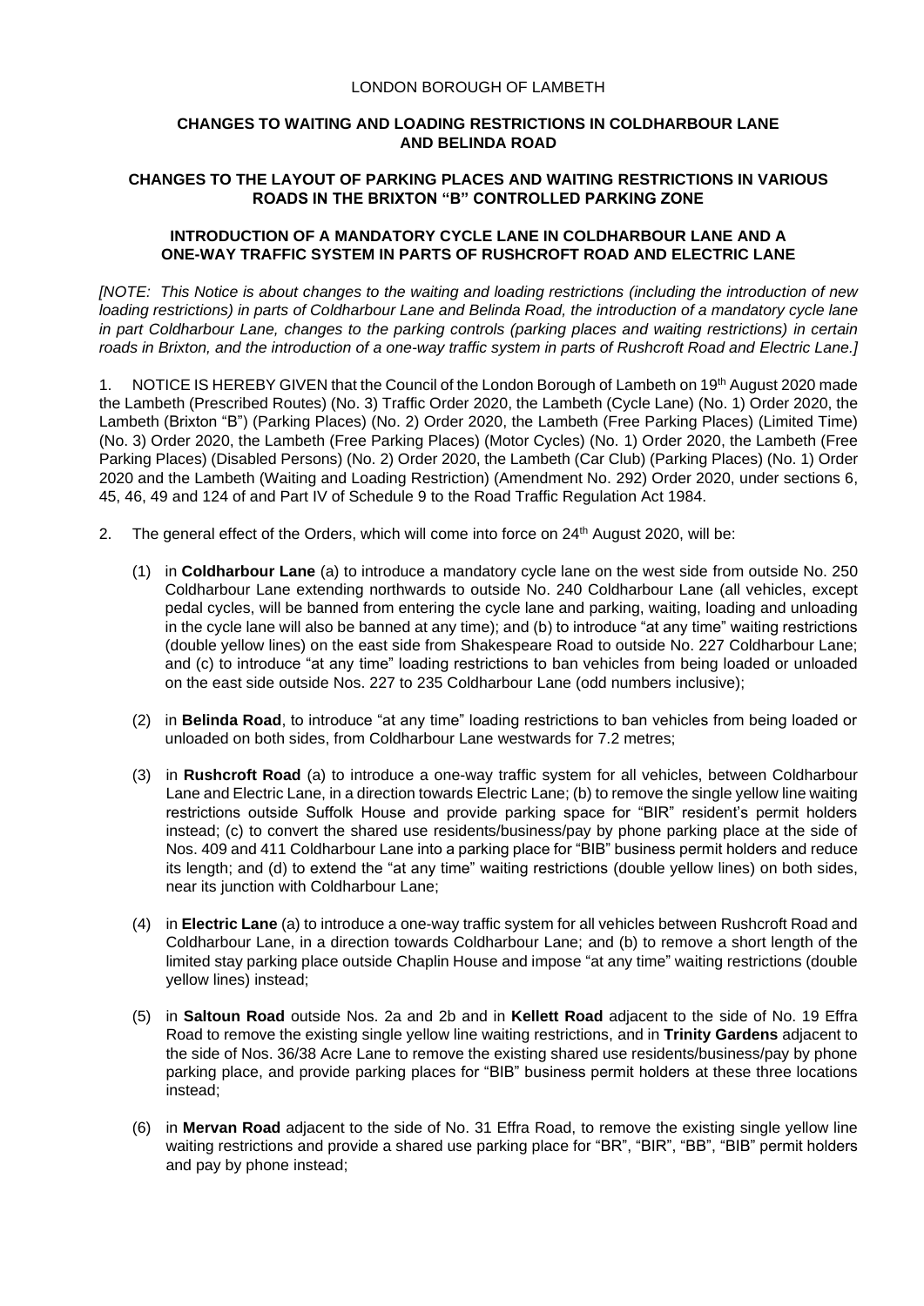LONDON BOROUGH OF LAMBETH

**CHANGES TO WAITING AND LOADING RESTRICTIONS IN COLDHARBOUR LANE AND BELINDA ROAD**

**CHANGES TO THE LAYOUT OF PARKING PLACES AND WAITING RESTRICTIONS IN VARIOUS ROADS IN THE BRIXTON "B" CONTROLLED PARKING ZONE**

**INTRODUCTION OF A MANDATORY CYCLE LANE IN COLDHARBOUR LANE AND A ONE-WAY TRAFFIC SYSTEM IN PARTS OF RUSHCROFT ROAD AND ELECTRIC LANE**

*[NOTE: This Notice is about changes to the waiting and loading restrictions (including the introduction of new loading restrictions) in parts of Coldharbour Lane and Belinda Road, the introduction of a mandatory cycle lane in part Coldharbour Lane, changes to the parking controls (parking places and waiting restrictions) in certain roads in Brixton, and the introduction of a one-way traffic system in parts of Rushcroft Road and Electric Lane.]*

1. NOTICE IS HEREBY GIVEN that the Council of the London Borough of Lambeth on 19th August 2020 made the Lambeth (Prescribed Routes) (No. 3) Traffic Order 2020, the Lambeth (Cycle Lane) (No. 1) Order 2020, the Lambeth (Brixton "B") (Parking Places) (No. 2) Order 2020, the Lambeth (Free Parking Places) (Limited Time) (No. 3) Order 2020, the Lambeth (Free Parking Places) (Motor Cycles) (No. 1) Order 2020, the Lambeth (Free Parking Places) (Disabled Persons) (No. 2) Order 2020, the Lambeth (Car Club) (Parking Places) (No. 1) Order 2020 and the Lambeth (Waiting and Loading Restriction) (Amendment No. 292) Order 2020, under sections 6, 45, 46, 49 and 124 of and Part IV of Schedule 9 to the Road Traffic Regulation Act 1984.

2. The general effect of the Orders, which will come into force on 24th August 2020, will be:

   (1) in **Coldharbour Lane** (a) to introduce a mandatory cycle lane on the west side from outside No. 250 Coldharbour Lane extending northwards to outside No. 240 Coldharbour Lane (all vehicles, except pedal cycles, will be banned from entering the cycle lane and parking, waiting, loading and unloading in the cycle lane will also be banned at any time); and (b) to introduce "at any time" waiting restrictions (double yellow lines) on the east side from Shakespeare Road to outside No. 227 Coldharbour Lane; and (c) to introduce "at any time" loading restrictions to ban vehicles from being loaded or unloaded on the east side outside Nos. 227 to 235 Coldharbour Lane (odd numbers inclusive);

   (2) in **Belinda Road**, to introduce "at any time" loading restrictions to ban vehicles from being loaded or unloaded on both sides, from Coldharbour Lane westwards for 7.2 metres;

   (3) in **Rushcroft Road** (a) to introduce a one-way traffic system for all vehicles, between Coldharbour Lane and Electric Lane, in a direction towards Electric Lane; (b) to remove the single yellow line waiting restrictions outside Suffolk House and provide parking space for "BIR" resident's permit holders instead; (c) to convert the shared use residents/business/pay by phone parking place at the side of Nos. 409 and 411 Coldharbour Lane into a parking place for "BIB" business permit holders and reduce its length; and (d) to extend the "at any time" waiting restrictions (double yellow lines) on both sides, near its junction with Coldharbour Lane;

   (4) in **Electric Lane** (a) to introduce a one-way traffic system for all vehicles between Rushcroft Road and Coldharbour Lane, in a direction towards Coldharbour Lane; and (b) to remove a short length of the limited stay parking place outside Chaplin House and impose "at any time" waiting restrictions (double yellow lines) instead;

   (5) in **Saltoun Road** outside Nos. 2a and 2b and in **Kellett Road** adjacent to the side of No. 19 Effra Road to remove the existing single yellow line waiting restrictions, and in **Trinity Gardens** adjacent to the side of Nos. 36/38 Acre Lane to remove the existing shared use residents/business/pay by phone parking place, and provide parking places for "BIB" business permit holders at these three locations instead;

   (6) in **Mervan Road** adjacent to the side of No. 31 Effra Road, to remove the existing single yellow line waiting restrictions and provide a shared use parking place for "BR", "BIR", "BB", "BIB" permit holders and pay by phone instead;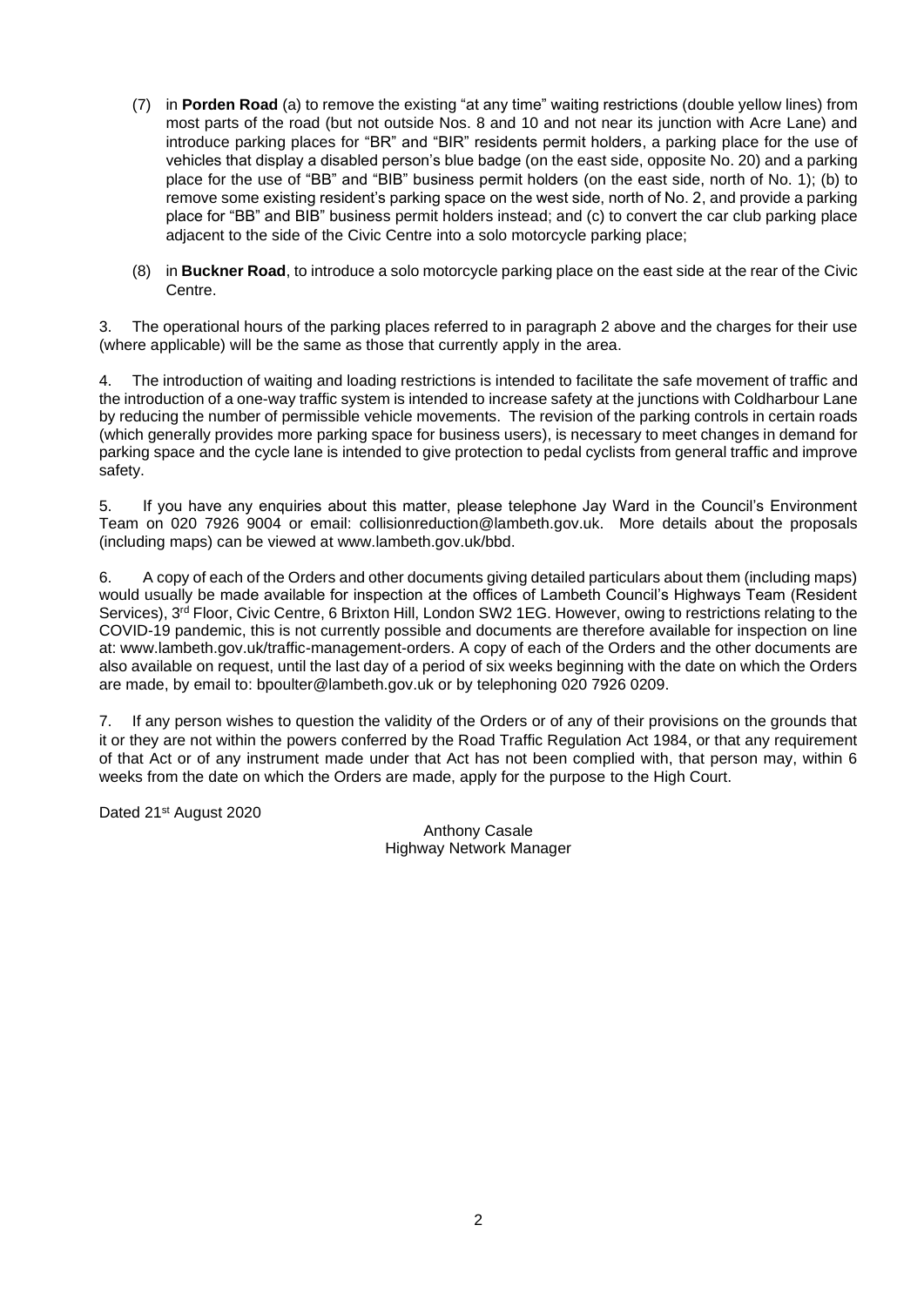(7) in **Porden Road** (a) to remove the existing "at any time" waiting restrictions (double yellow lines) from most parts of the road (but not outside Nos. 8 and 10 and not near its junction with Acre Lane) and introduce parking places for "BR" and "BIR" residents permit holders, a parking place for the use of vehicles that display a disabled person's blue badge (on the east side, opposite No. 20) and a parking place for the use of "BB" and "BIB" business permit holders (on the east side, north of No. 1); (b) to remove some existing resident's parking space on the west side, north of No. 2, and provide a parking place for "BB" and BIB" business permit holders instead; and (c) to convert the car club parking place adjacent to the side of the Civic Centre into a solo motorcycle parking place;

(8) in **Buckner Road**, to introduce a solo motorcycle parking place on the east side at the rear of the Civic Centre.

3. The operational hours of the parking places referred to in paragraph 2 above and the charges for their use (where applicable) will be the same as those that currently apply in the area.

4. The introduction of waiting and loading restrictions is intended to facilitate the safe movement of traffic and the introduction of a one-way traffic system is intended to increase safety at the junctions with Coldharbour Lane by reducing the number of permissible vehicle movements. The revision of the parking controls in certain roads (which generally provides more parking space for business users), is necessary to meet changes in demand for parking space and the cycle lane is intended to give protection to pedal cyclists from general traffic and improve safety.

5. If you have any enquiries about this matter, please telephone Jay Ward in the Council's Environment Team on 020 7926 9004 or email: collisionreduction@lambeth.gov.uk. More details about the proposals (including maps) can be viewed at www.lambeth.gov.uk/bbd.

6. A copy of each of the Orders and other documents giving detailed particulars about them (including maps) would usually be made available for inspection at the offices of Lambeth Council's Highways Team (Resident Services), 3rd Floor, Civic Centre, 6 Brixton Hill, London SW2 1EG. However, owing to restrictions relating to the COVID-19 pandemic, this is not currently possible and documents are therefore available for inspection on line at: www.lambeth.gov.uk/traffic-management-orders. A copy of each of the Orders and the other documents are also available on request, until the last day of a period of six weeks beginning with the date on which the Orders are made, by email to: bpoulter@lambeth.gov.uk or by telephoning 020 7926 0209.

7. If any person wishes to question the validity of the Orders or of any of their provisions on the grounds that it or they are not within the powers conferred by the Road Traffic Regulation Act 1984, or that any requirement of that Act or of any instrument made under that Act has not been complied with, that person may, within 6 weeks from the date on which the Orders are made, apply for the purpose to the High Court.

Dated 21st August 2020

Anthony Casale
Highway Network Manager